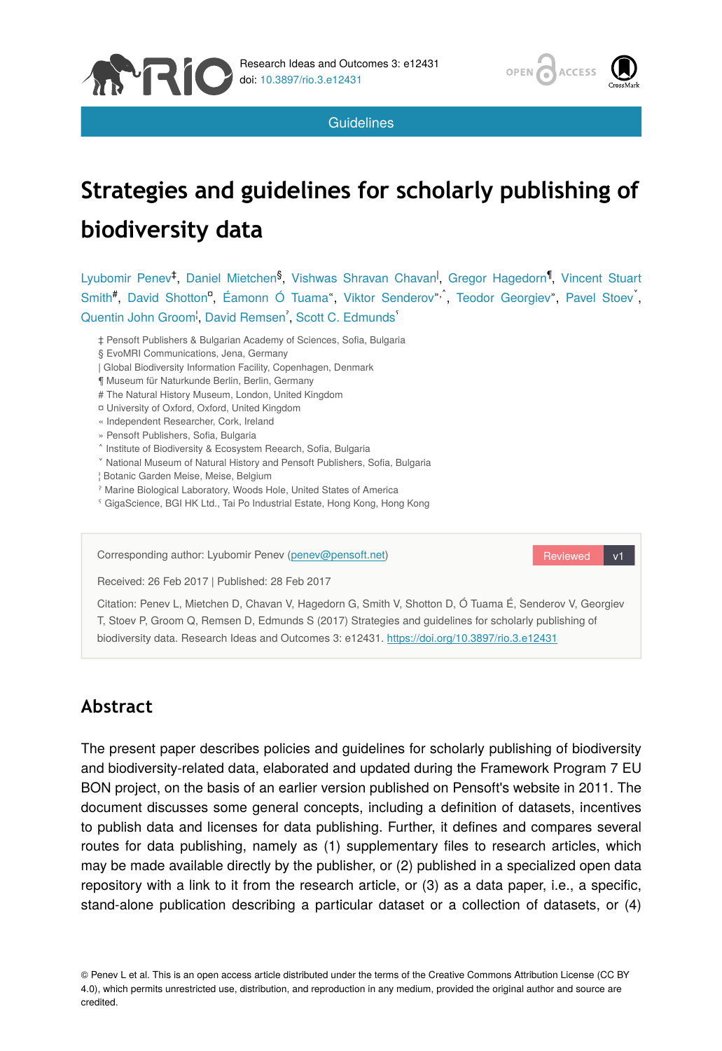Guidelines

# Strategies and guidelines for scholarly publishing of biodiversity data

Lyubomir Penev[‡], Daniel Mietchen[§], Vishwas Shravan Chavan[|], Gregor Hagedorn[¶], Vincent Stuart Smith[#], David Shotton[¤], Éamonn Ó Tuama[«], Viktor Senderov[»,˄], Teodor Georgiev[»], Pavel Stoev[˅], Quentin John Groom[¦], David Remsen[ˀ], Scott C. Edmunds[ˁ]

‡ Pensoft Publishers & Bulgarian Academy of Sciences, Sofia, Bulgaria
§ EvoMRI Communications, Jena, Germany
| Global Biodiversity Information Facility, Copenhagen, Denmark
¶ Museum für Naturkunde Berlin, Berlin, Germany
# The Natural History Museum, London, United Kingdom
¤ University of Oxford, Oxford, United Kingdom
« Independent Researcher, Cork, Ireland
» Pensoft Publishers, Sofia, Bulgaria
˄ Institute of Biodiversity & Ecosystem Reearch, Sofia, Bulgaria
˅ National Museum of Natural History and Pensoft Publishers, Sofia, Bulgaria
¦ Botanic Garden Meise, Meise, Belgium
ˀ Marine Biological Laboratory, Woods Hole, United States of America
ˁ GigaScience, BGI HK Ltd., Tai Po Industrial Estate, Hong Kong, Hong Kong

Corresponding author: Lyubomir Penev (penev@pensoft.net)

Reviewed v1

Received: 26 Feb 2017 | Published: 28 Feb 2017

Citation: Penev L, Mietchen D, Chavan V, Hagedorn G, Smith V, Shotton D, Ó Tuama É, Senderov V, Georgiev T, Stoev P, Groom Q, Remsen D, Edmunds S (2017) Strategies and guidelines for scholarly publishing of biodiversity data. Research Ideas and Outcomes 3: e12431. https://doi.org/10.3897/rio.3.e12431

## Abstract

The present paper describes policies and guidelines for scholarly publishing of biodiversity and biodiversity-related data, elaborated and updated during the Framework Program 7 EU BON project, on the basis of an earlier version published on Pensoft's website in 2011. The document discusses some general concepts, including a definition of datasets, incentives to publish data and licenses for data publishing. Further, it defines and compares several routes for data publishing, namely as (1) supplementary files to research articles, which may be made available directly by the publisher, or (2) published in a specialized open data repository with a link to it from the research article, or (3) as a data paper, i.e., a specific, stand-alone publication describing a particular dataset or a collection of datasets, or (4)

© Penev L et al. This is an open access article distributed under the terms of the Creative Commons Attribution License (CC BY 4.0), which permits unrestricted use, distribution, and reproduction in any medium, provided the original author and source are credited.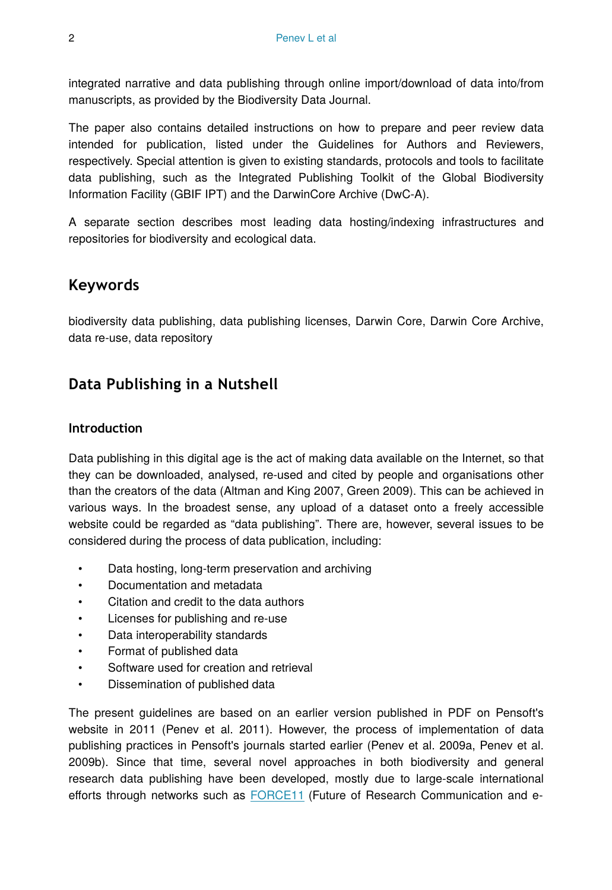integrated narrative and data publishing through online import/download of data into/from manuscripts, as provided by the Biodiversity Data Journal.

The paper also contains detailed instructions on how to prepare and peer review data intended for publication, listed under the Guidelines for Authors and Reviewers, respectively. Special attention is given to existing standards, protocols and tools to facilitate data publishing, such as the Integrated Publishing Toolkit of the Global Biodiversity Information Facility (GBIF IPT) and the DarwinCore Archive (DwC-A).

A separate section describes most leading data hosting/indexing infrastructures and repositories for biodiversity and ecological data.

## Keywords

biodiversity data publishing, data publishing licenses, Darwin Core, Darwin Core Archive, data re-use, data repository

## Data Publishing in a Nutshell

### Introduction

Data publishing in this digital age is the act of making data available on the Internet, so that they can be downloaded, analysed, re-used and cited by people and organisations other than the creators of the data (Altman and King 2007, Green 2009). This can be achieved in various ways. In the broadest sense, any upload of a dataset onto a freely accessible website could be regarded as "data publishing". There are, however, several issues to be considered during the process of data publication, including:

- Data hosting, long-term preservation and archiving
- Documentation and metadata
- Citation and credit to the data authors
- Licenses for publishing and re-use
- Data interoperability standards
- Format of published data
- Software used for creation and retrieval
- Dissemination of published data

The present guidelines are based on an earlier version published in PDF on Pensoft's website in 2011 (Penev et al. 2011). However, the process of implementation of data publishing practices in Pensoft's journals started earlier (Penev et al. 2009a, Penev et al. 2009b). Since that time, several novel approaches in both biodiversity and general research data publishing have been developed, mostly due to large-scale international efforts through networks such as FORCE11 (Future of Research Communication and e-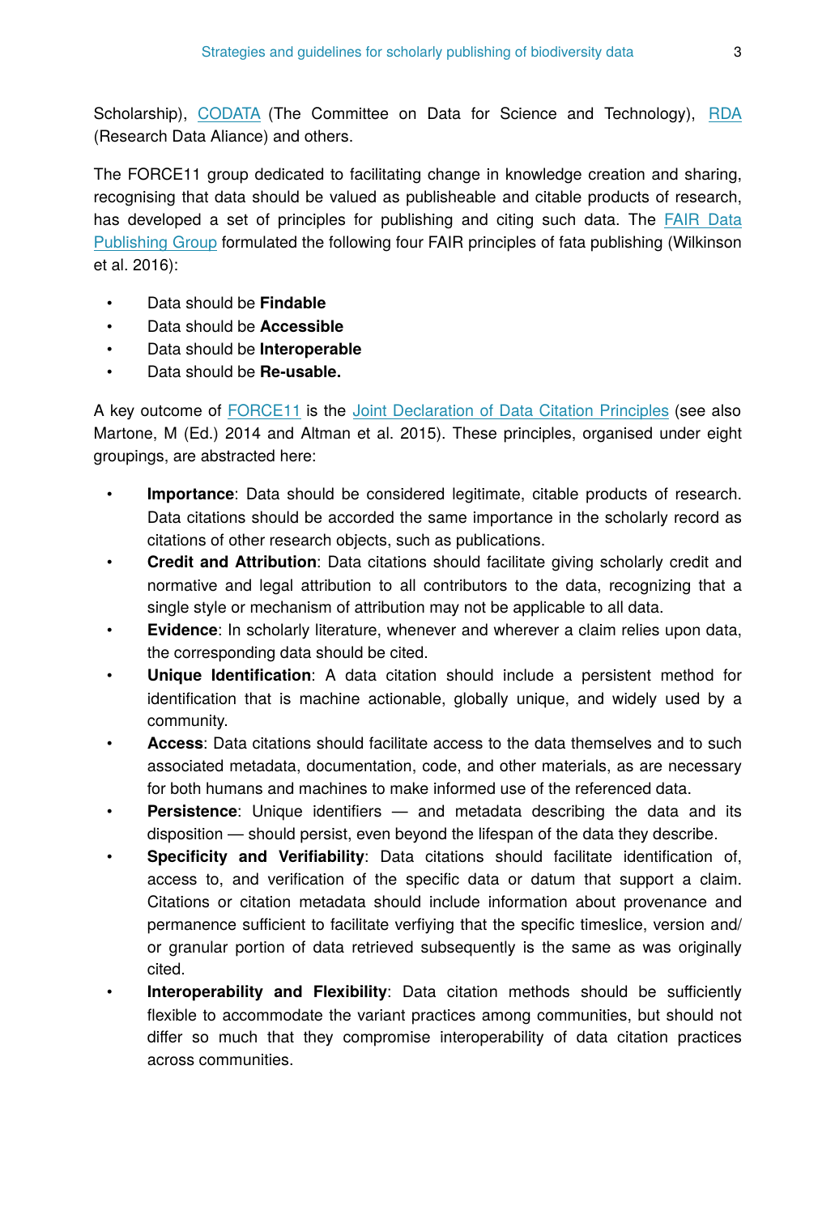Scholarship), CODATA (The Committee on Data for Science and Technology), RDA (Research Data Aliance) and others.

The FORCE11 group dedicated to facilitating change in knowledge creation and sharing, recognising that data should be valued as publisheable and citable products of research, has developed a set of principles for publishing and citing such data. The FAIR Data Publishing Group formulated the following four FAIR principles of fata publishing (Wilkinson et al. 2016):

- Data should be **Findable**
- Data should be **Accessible**
- Data should be **Interoperable**
- Data should be **Re-usable.**

A key outcome of FORCE11 is the Joint Declaration of Data Citation Principles (see also Martone, M (Ed.) 2014 and Altman et al. 2015). These principles, organised under eight groupings, are abstracted here:

- **Importance**: Data should be considered legitimate, citable products of research. Data citations should be accorded the same importance in the scholarly record as citations of other research objects, such as publications.
- **Credit and Attribution**: Data citations should facilitate giving scholarly credit and normative and legal attribution to all contributors to the data, recognizing that a single style or mechanism of attribution may not be applicable to all data.
- **Evidence**: In scholarly literature, whenever and wherever a claim relies upon data, the corresponding data should be cited.
- **Unique Identification**: A data citation should include a persistent method for identification that is machine actionable, globally unique, and widely used by a community.
- **Access**: Data citations should facilitate access to the data themselves and to such associated metadata, documentation, code, and other materials, as are necessary for both humans and machines to make informed use of the referenced data.
- **Persistence**: Unique identifiers — and metadata describing the data and its disposition — should persist, even beyond the lifespan of the data they describe.
- **Specificity and Verifiability**: Data citations should facilitate identification of, access to, and verification of the specific data or datum that support a claim. Citations or citation metadata should include information about provenance and permanence sufficient to facilitate verfiying that the specific timeslice, version and/or granular portion of data retrieved subsequently is the same as was originally cited.
- **Interoperability and Flexibility**: Data citation methods should be sufficiently flexible to accommodate the variant practices among communities, but should not differ so much that they compromise interoperability of data citation practices across communities.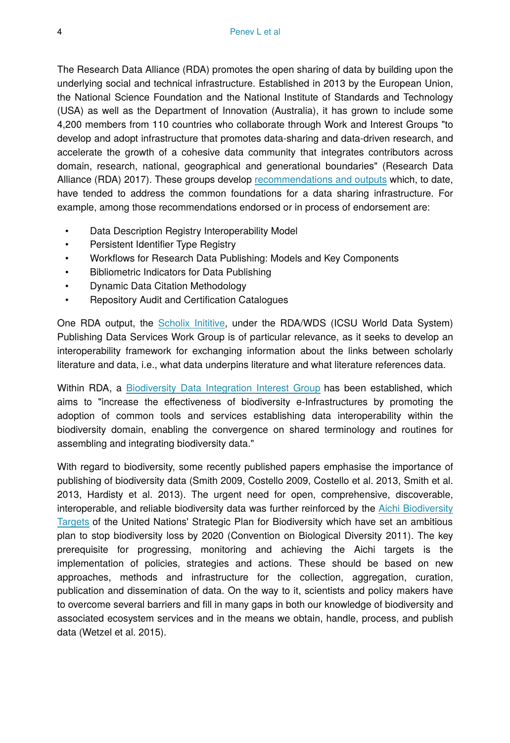The Research Data Alliance (RDA) promotes the open sharing of data by building upon the underlying social and technical infrastructure. Established in 2013 by the European Union, the National Science Foundation and the National Institute of Standards and Technology (USA) as well as the Department of Innovation (Australia), it has grown to include some 4,200 members from 110 countries who collaborate through Work and Interest Groups "to develop and adopt infrastructure that promotes data-sharing and data-driven research, and accelerate the growth of a cohesive data community that integrates contributors across domain, research, national, geographical and generational boundaries" (Research Data Alliance (RDA) 2017). These groups develop recommendations and outputs which, to date, have tended to address the common foundations for a data sharing infrastructure. For example, among those recommendations endorsed or in process of endorsement are:

- Data Description Registry Interoperability Model
- Persistent Identifier Type Registry
- Workflows for Research Data Publishing: Models and Key Components
- Bibliometric Indicators for Data Publishing
- Dynamic Data Citation Methodology
- Repository Audit and Certification Catalogues

One RDA output, the Scholix Inititive, under the RDA/WDS (ICSU World Data System) Publishing Data Services Work Group is of particular relevance, as it seeks to develop an interoperability framework for exchanging information about the links between scholarly literature and data, i.e., what data underpins literature and what literature references data.

Within RDA, a Biodiversity Data Integration Interest Group has been established, which aims to "increase the effectiveness of biodiversity e-Infrastructures by promoting the adoption of common tools and services establishing data interoperability within the biodiversity domain, enabling the convergence on shared terminology and routines for assembling and integrating biodiversity data."

With regard to biodiversity, some recently published papers emphasise the importance of publishing of biodiversity data (Smith 2009, Costello 2009, Costello et al. 2013, Smith et al. 2013, Hardisty et al. 2013). The urgent need for open, comprehensive, discoverable, interoperable, and reliable biodiversity data was further reinforced by the Aichi Biodiversity Targets of the United Nations' Strategic Plan for Biodiversity which have set an ambitious plan to stop biodiversity loss by 2020 (Convention on Biological Diversity 2011). The key prerequisite for progressing, monitoring and achieving the Aichi targets is the implementation of policies, strategies and actions. These should be based on new approaches, methods and infrastructure for the collection, aggregation, curation, publication and dissemination of data. On the way to it, scientists and policy makers have to overcome several barriers and fill in many gaps in both our knowledge of biodiversity and associated ecosystem services and in the means we obtain, handle, process, and publish data (Wetzel et al. 2015).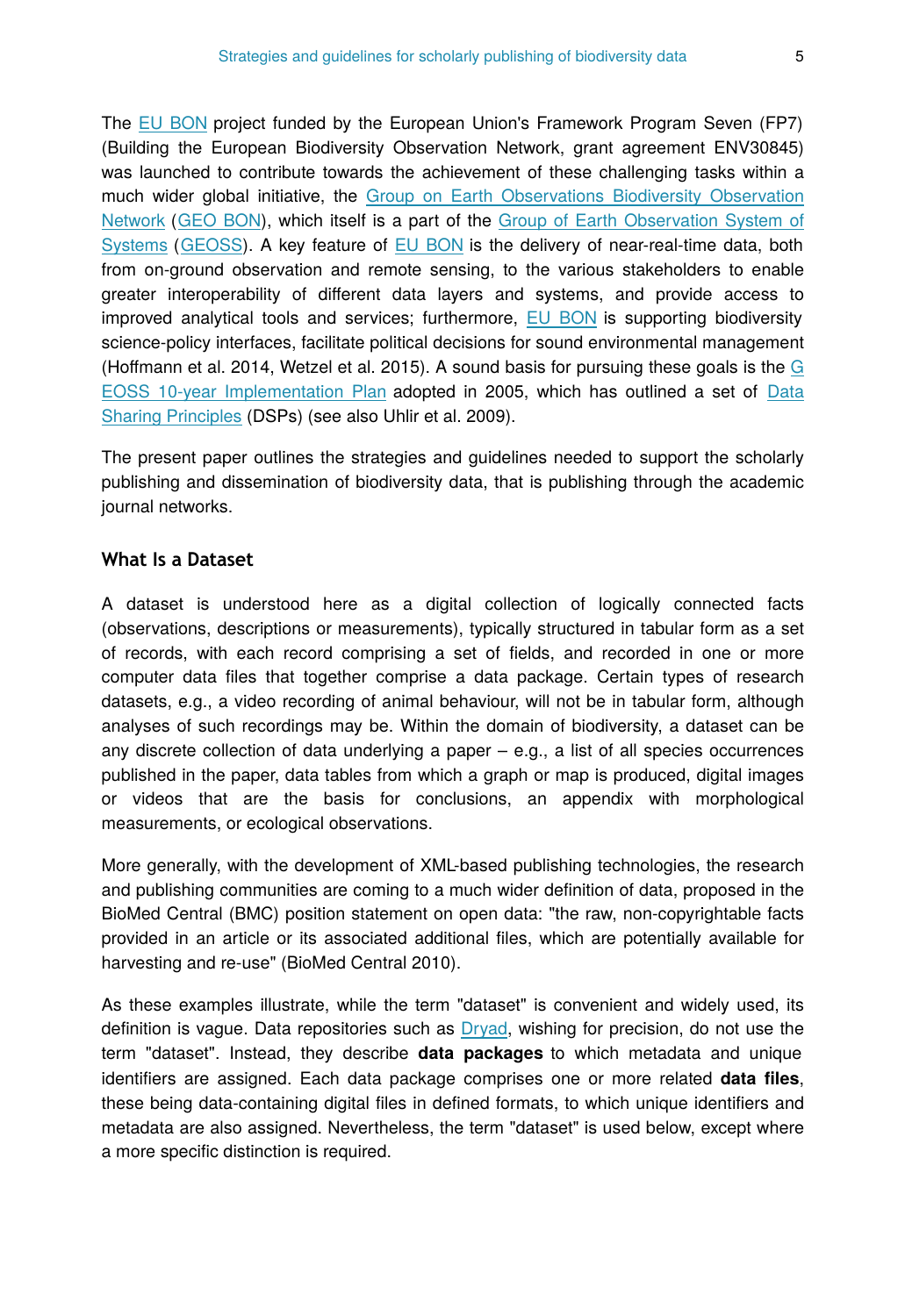The EU BON project funded by the European Union's Framework Program Seven (FP7) (Building the European Biodiversity Observation Network, grant agreement ENV30845) was launched to contribute towards the achievement of these challenging tasks within a much wider global initiative, the Group on Earth Observations Biodiversity Observation Network (GEO BON), which itself is a part of the Group of Earth Observation System of Systems (GEOSS). A key feature of EU BON is the delivery of near-real-time data, both from on-ground observation and remote sensing, to the various stakeholders to enable greater interoperability of different data layers and systems, and provide access to improved analytical tools and services; furthermore, EU BON is supporting biodiversity science-policy interfaces, facilitate political decisions for sound environmental management (Hoffmann et al. 2014, Wetzel et al. 2015). A sound basis for pursuing these goals is the GEOSS 10-year Implementation Plan adopted in 2005, which has outlined a set of Data Sharing Principles (DSPs) (see also Uhlir et al. 2009).

The present paper outlines the strategies and guidelines needed to support the scholarly publishing and dissemination of biodiversity data, that is publishing through the academic journal networks.

## What Is a Dataset

A dataset is understood here as a digital collection of logically connected facts (observations, descriptions or measurements), typically structured in tabular form as a set of records, with each record comprising a set of fields, and recorded in one or more computer data files that together comprise a data package. Certain types of research datasets, e.g., a video recording of animal behaviour, will not be in tabular form, although analyses of such recordings may be. Within the domain of biodiversity, a dataset can be any discrete collection of data underlying a paper – e.g., a list of all species occurrences published in the paper, data tables from which a graph or map is produced, digital images or videos that are the basis for conclusions, an appendix with morphological measurements, or ecological observations.

More generally, with the development of XML-based publishing technologies, the research and publishing communities are coming to a much wider definition of data, proposed in the BioMed Central (BMC) position statement on open data: "the raw, non-copyrightable facts provided in an article or its associated additional files, which are potentially available for harvesting and re-use" (BioMed Central 2010).

As these examples illustrate, while the term "dataset" is convenient and widely used, its definition is vague. Data repositories such as Dryad, wishing for precision, do not use the term "dataset". Instead, they describe **data packages** to which metadata and unique identifiers are assigned. Each data package comprises one or more related **data files**, these being data-containing digital files in defined formats, to which unique identifiers and metadata are also assigned. Nevertheless, the term "dataset" is used below, except where a more specific distinction is required.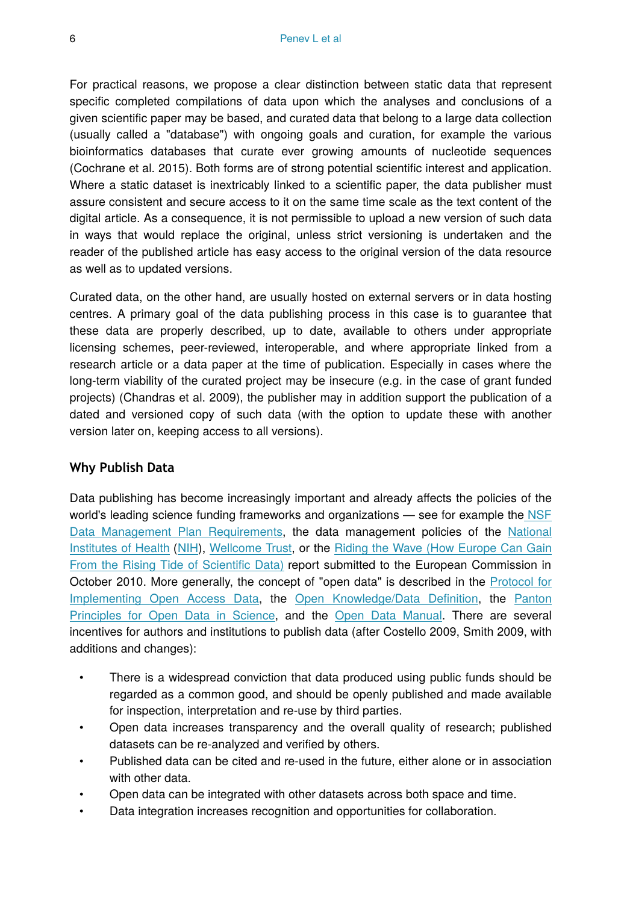For practical reasons, we propose a clear distinction between static data that represent specific completed compilations of data upon which the analyses and conclusions of a given scientific paper may be based, and curated data that belong to a large data collection (usually called a "database") with ongoing goals and curation, for example the various bioinformatics databases that curate ever growing amounts of nucleotide sequences (Cochrane et al. 2015). Both forms are of strong potential scientific interest and application. Where a static dataset is inextricably linked to a scientific paper, the data publisher must assure consistent and secure access to it on the same time scale as the text content of the digital article. As a consequence, it is not permissible to upload a new version of such data in ways that would replace the original, unless strict versioning is undertaken and the reader of the published article has easy access to the original version of the data resource as well as to updated versions.

Curated data, on the other hand, are usually hosted on external servers or in data hosting centres. A primary goal of the data publishing process in this case is to guarantee that these data are properly described, up to date, available to others under appropriate licensing schemes, peer-reviewed, interoperable, and where appropriate linked from a research article or a data paper at the time of publication. Especially in cases where the long-term viability of the curated project may be insecure (e.g. in the case of grant funded projects) (Chandras et al. 2009), the publisher may in addition support the publication of a dated and versioned copy of such data (with the option to update these with another version later on, keeping access to all versions).

### Why Publish Data

Data publishing has become increasingly important and already affects the policies of the world's leading science funding frameworks and organizations — see for example the NSF Data Management Plan Requirements, the data management policies of the National Institutes of Health (NIH), Wellcome Trust, or the Riding the Wave (How Europe Can Gain From the Rising Tide of Scientific Data) report submitted to the European Commission in October 2010. More generally, the concept of "open data" is described in the Protocol for Implementing Open Access Data, the Open Knowledge/Data Definition, the Panton Principles for Open Data in Science, and the Open Data Manual. There are several incentives for authors and institutions to publish data (after Costello 2009, Smith 2009, with additions and changes):

- There is a widespread conviction that data produced using public funds should be regarded as a common good, and should be openly published and made available for inspection, interpretation and re-use by third parties.
- Open data increases transparency and the overall quality of research; published datasets can be re-analyzed and verified by others.
- Published data can be cited and re-used in the future, either alone or in association with other data.
- Open data can be integrated with other datasets across both space and time.
- Data integration increases recognition and opportunities for collaboration.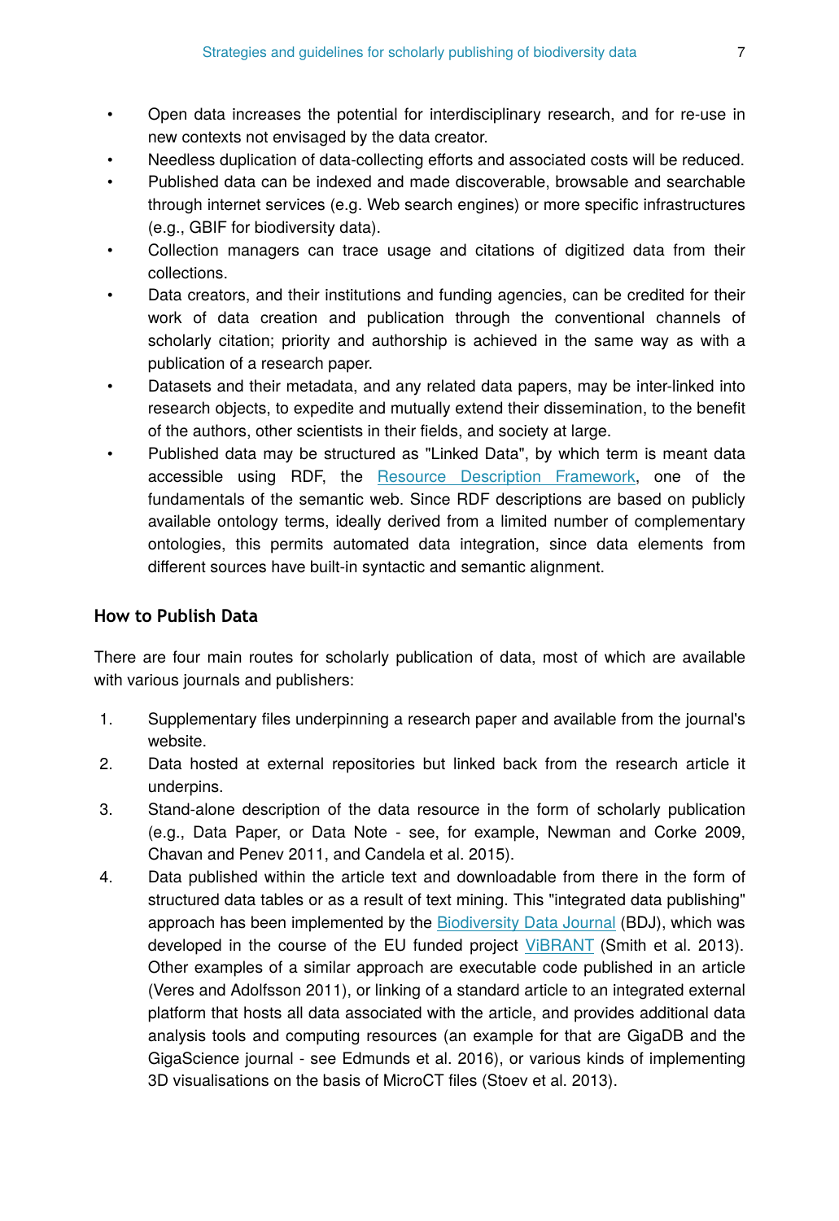- Open data increases the potential for interdisciplinary research, and for re-use in new contexts not envisaged by the data creator.
- Needless duplication of data-collecting efforts and associated costs will be reduced.
- Published data can be indexed and made discoverable, browsable and searchable through internet services (e.g. Web search engines) or more specific infrastructures (e.g., GBIF for biodiversity data).
- Collection managers can trace usage and citations of digitized data from their collections.
- Data creators, and their institutions and funding agencies, can be credited for their work of data creation and publication through the conventional channels of scholarly citation; priority and authorship is achieved in the same way as with a publication of a research paper.
- Datasets and their metadata, and any related data papers, may be inter-linked into research objects, to expedite and mutually extend their dissemination, to the benefit of the authors, other scientists in their fields, and society at large.
- Published data may be structured as "Linked Data", by which term is meant data accessible using RDF, the Resource Description Framework, one of the fundamentals of the semantic web. Since RDF descriptions are based on publicly available ontology terms, ideally derived from a limited number of complementary ontologies, this permits automated data integration, since data elements from different sources have built-in syntactic and semantic alignment.

## How to Publish Data

There are four main routes for scholarly publication of data, most of which are available with various journals and publishers:

1. Supplementary files underpinning a research paper and available from the journal's website.
2. Data hosted at external repositories but linked back from the research article it underpins.
3. Stand-alone description of the data resource in the form of scholarly publication (e.g., Data Paper, or Data Note - see, for example, Newman and Corke 2009, Chavan and Penev 2011, and Candela et al. 2015).
4. Data published within the article text and downloadable from there in the form of structured data tables or as a result of text mining. This "integrated data publishing" approach has been implemented by the Biodiversity Data Journal (BDJ), which was developed in the course of the EU funded project ViBRANT (Smith et al. 2013). Other examples of a similar approach are executable code published in an article (Veres and Adolfsson 2011), or linking of a standard article to an integrated external platform that hosts all data associated with the article, and provides additional data analysis tools and computing resources (an example for that are GigaDB and the GigaScience journal - see Edmunds et al. 2016), or various kinds of implementing 3D visualisations on the basis of MicroCT files (Stoev et al. 2013).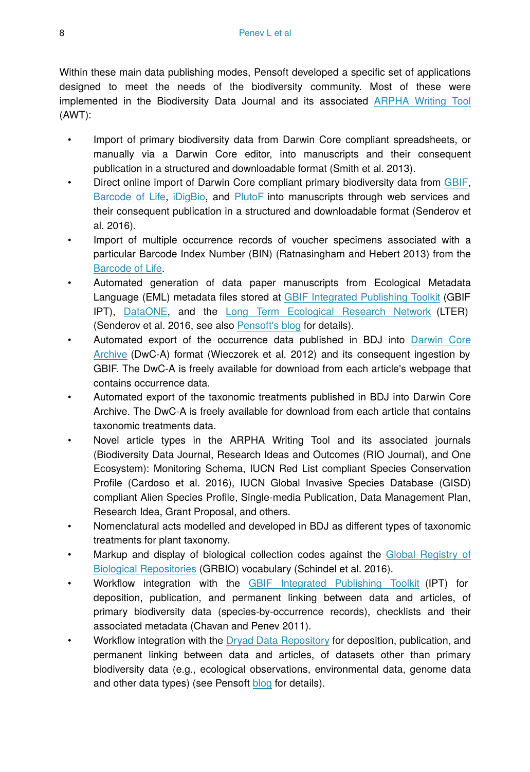Within these main data publishing modes, Pensoft developed a specific set of applications designed to meet the needs of the biodiversity community. Most of these were implemented in the Biodiversity Data Journal and its associated ARPHA Writing Tool (AWT):

- Import of primary biodiversity data from Darwin Core compliant spreadsheets, or manually via a Darwin Core editor, into manuscripts and their consequent publication in a structured and downloadable format (Smith et al. 2013).
- Direct online import of Darwin Core compliant primary biodiversity data from GBIF, Barcode of Life, iDigBio, and PlutoF into manuscripts through web services and their consequent publication in a structured and downloadable format (Senderov et al. 2016).
- Import of multiple occurrence records of voucher specimens associated with a particular Barcode Index Number (BIN) (Ratnasingham and Hebert 2013) from the Barcode of Life.
- Automated generation of data paper manuscripts from Ecological Metadata Language (EML) metadata files stored at GBIF Integrated Publishing Toolkit (GBIF IPT), DataONE, and the Long Term Ecological Research Network (LTER) (Senderov et al. 2016, see also Pensoft's blog for details).
- Automated export of the occurrence data published in BDJ into Darwin Core Archive (DwC-A) format (Wieczorek et al. 2012) and its consequent ingestion by GBIF. The DwC-A is freely available for download from each article's webpage that contains occurrence data.
- Automated export of the taxonomic treatments published in BDJ into Darwin Core Archive. The DwC-A is freely available for download from each article that contains taxonomic treatments data.
- Novel article types in the ARPHA Writing Tool and its associated journals (Biodiversity Data Journal, Research Ideas and Outcomes (RIO Journal), and One Ecosystem): Monitoring Schema, IUCN Red List compliant Species Conservation Profile (Cardoso et al. 2016), IUCN Global Invasive Species Database (GISD) compliant Alien Species Profile, Single-media Publication, Data Management Plan, Research Idea, Grant Proposal, and others.
- Nomenclatural acts modelled and developed in BDJ as different types of taxonomic treatments for plant taxonomy.
- Markup and display of biological collection codes against the Global Registry of Biological Repositories (GRBIO) vocabulary (Schindel et al. 2016).
- Workflow integration with the GBIF Integrated Publishing Toolkit (IPT) for deposition, publication, and permanent linking between data and articles, of primary biodiversity data (species-by-occurrence records), checklists and their associated metadata (Chavan and Penev 2011).
- Workflow integration with the Dryad Data Repository for deposition, publication, and permanent linking between data and articles, of datasets other than primary biodiversity data (e.g., ecological observations, environmental data, genome data and other data types) (see Pensoft blog for details).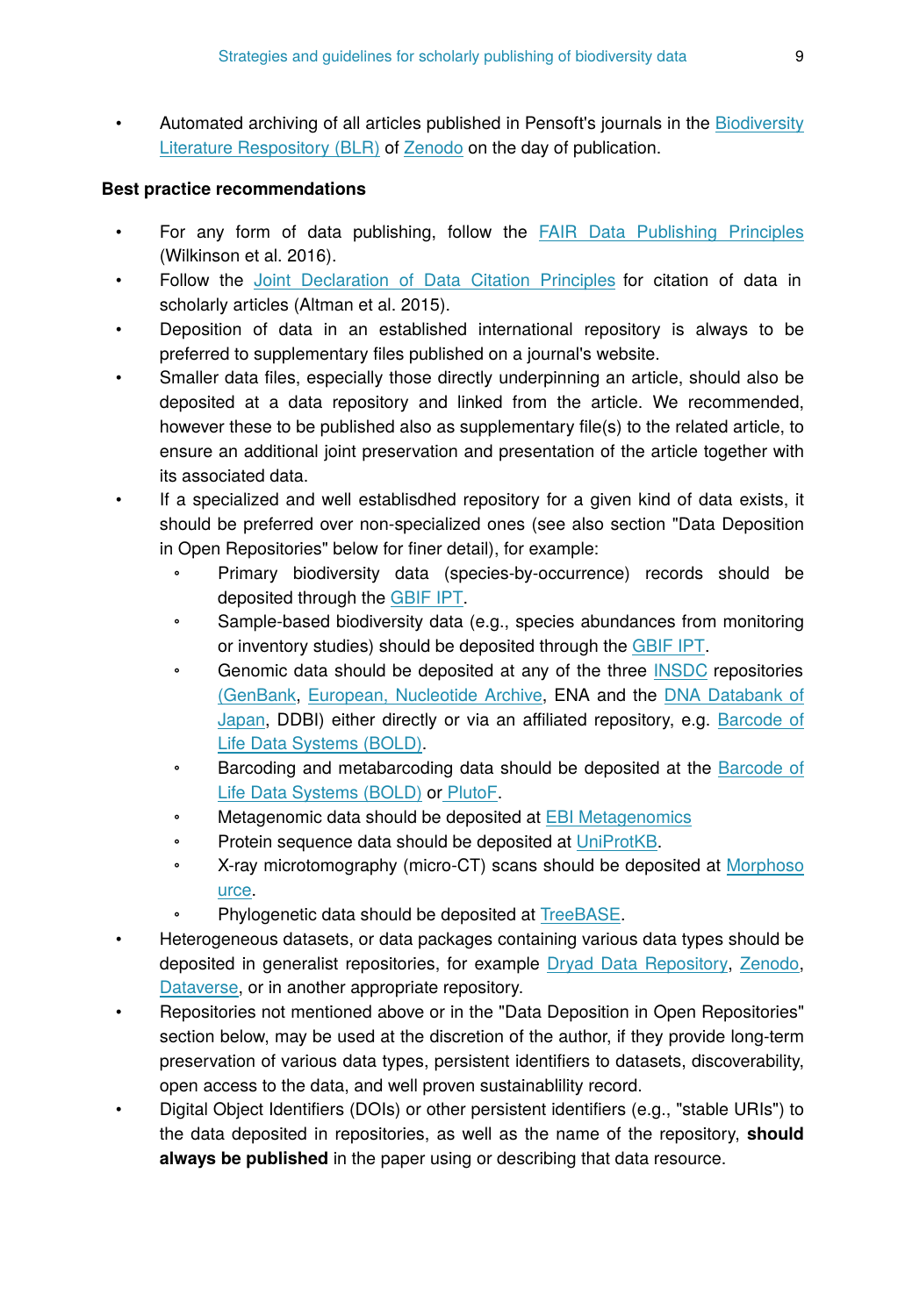- Automated archiving of all articles published in Pensoft's journals in the Biodiversity Literature Respository (BLR) of Zenodo on the day of publication.

**Best practice recommendations**

- For any form of data publishing, follow the FAIR Data Publishing Principles (Wilkinson et al. 2016).
- Follow the Joint Declaration of Data Citation Principles for citation of data in scholarly articles (Altman et al. 2015).
- Deposition of data in an established international repository is always to be preferred to supplementary files published on a journal's website.
- Smaller data files, especially those directly underpinning an article, should also be deposited at a data repository and linked from the article. We recommended, however these to be published also as supplementary file(s) to the related article, to ensure an additional joint preservation and presentation of the article together with its associated data.
- If a specialized and well establisdhed repository for a given kind of data exists, it should be preferred over non-specialized ones (see also section "Data Deposition in Open Repositories" below for finer detail), for example:
    - Primary biodiversity data (species-by-occurrence) records should be deposited through the GBIF IPT.
    - Sample-based biodiversity data (e.g., species abundances from monitoring or inventory studies) should be deposited through the GBIF IPT.
    - Genomic data should be deposited at any of the three INSDC repositories (GenBank, European, Nucleotide Archive, ENA and the DNA Databank of Japan, DDBI) either directly or via an affiliated repository, e.g. Barcode of Life Data Systems (BOLD).
    - Barcoding and metabarcoding data should be deposited at the Barcode of Life Data Systems (BOLD) or PlutoF.
    - Metagenomic data should be deposited at EBI Metagenomics
    - Protein sequence data should be deposited at UniProtKB.
    - X-ray microtomography (micro-CT) scans should be deposited at Morphosource.
    - Phylogenetic data should be deposited at TreeBASE.
- Heterogeneous datasets, or data packages containing various data types should be deposited in generalist repositories, for example Dryad Data Repository, Zenodo, Dataverse, or in another appropriate repository.
- Repositories not mentioned above or in the "Data Deposition in Open Repositories" section below, may be used at the discretion of the author, if they provide long-term preservation of various data types, persistent identifiers to datasets, discoverability, open access to the data, and well proven sustainablility record.
- Digital Object Identifiers (DOIs) or other persistent identifiers (e.g., "stable URIs") to the data deposited in repositories, as well as the name of the repository, **should always be published** in the paper using or describing that data resource.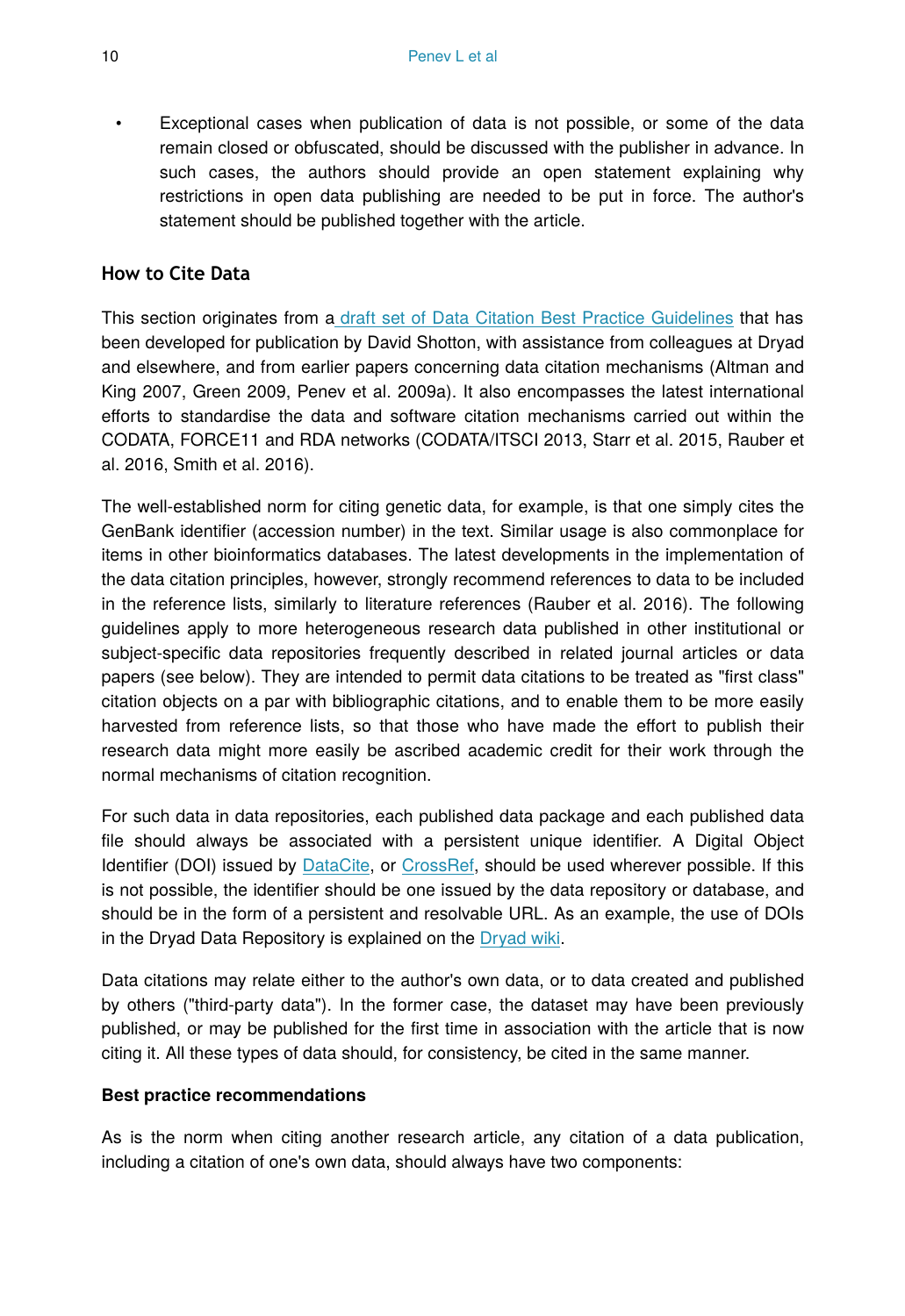- Exceptional cases when publication of data is not possible, or some of the data remain closed or obfuscated, should be discussed with the publisher in advance. In such cases, the authors should provide an open statement explaining why restrictions in open data publishing are needed to be put in force. The author's statement should be published together with the article.

## How to Cite Data

This section originates from a draft set of Data Citation Best Practice Guidelines that has been developed for publication by David Shotton, with assistance from colleagues at Dryad and elsewhere, and from earlier papers concerning data citation mechanisms (Altman and King 2007, Green 2009, Penev et al. 2009a). It also encompasses the latest international efforts to standardise the data and software citation mechanisms carried out within the CODATA, FORCE11 and RDA networks (CODATA/ITSCI 2013, Starr et al. 2015, Rauber et al. 2016, Smith et al. 2016).

The well-established norm for citing genetic data, for example, is that one simply cites the GenBank identifier (accession number) in the text. Similar usage is also commonplace for items in other bioinformatics databases. The latest developments in the implementation of the data citation principles, however, strongly recommend references to data to be included in the reference lists, similarly to literature references (Rauber et al. 2016). The following guidelines apply to more heterogeneous research data published in other institutional or subject-specific data repositories frequently described in related journal articles or data papers (see below). They are intended to permit data citations to be treated as "first class" citation objects on a par with bibliographic citations, and to enable them to be more easily harvested from reference lists, so that those who have made the effort to publish their research data might more easily be ascribed academic credit for their work through the normal mechanisms of citation recognition.

For such data in data repositories, each published data package and each published data file should always be associated with a persistent unique identifier. A Digital Object Identifier (DOI) issued by DataCite, or CrossRef, should be used wherever possible. If this is not possible, the identifier should be one issued by the data repository or database, and should be in the form of a persistent and resolvable URL. As an example, the use of DOIs in the Dryad Data Repository is explained on the Dryad wiki.

Data citations may relate either to the author's own data, or to data created and published by others ("third-party data"). In the former case, the dataset may have been previously published, or may be published for the first time in association with the article that is now citing it. All these types of data should, for consistency, be cited in the same manner.

### Best practice recommendations

As is the norm when citing another research article, any citation of a data publication, including a citation of one's own data, should always have two components: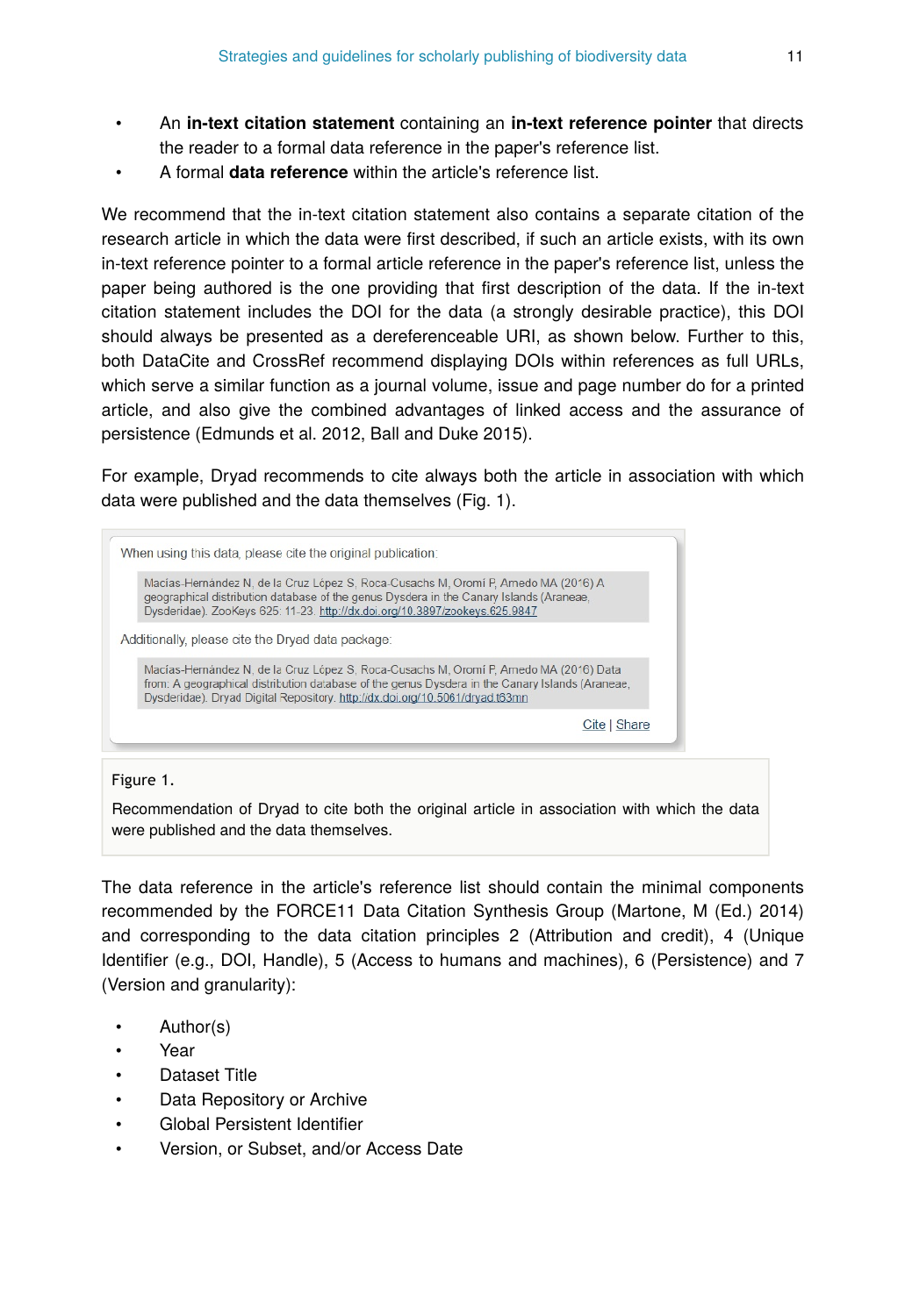- An **in-text citation statement** containing an **in-text reference pointer** that directs the reader to a formal data reference in the paper's reference list.
- A formal **data reference** within the article's reference list.

We recommend that the in-text citation statement also contains a separate citation of the research article in which the data were first described, if such an article exists, with its own in-text reference pointer to a formal article reference in the paper's reference list, unless the paper being authored is the one providing that first description of the data. If the in-text citation statement includes the DOI for the data (a strongly desirable practice), this DOI should always be presented as a dereferenceable URI, as shown below. Further to this, both DataCite and CrossRef recommend displaying DOIs within references as full URLs, which serve a similar function as a journal volume, issue and page number do for a printed article, and also give the combined advantages of linked access and the assurance of persistence (Edmunds et al. 2012, Ball and Duke 2015).

For example, Dryad recommends to cite always both the article in association with which data were published and the data themselves (Fig. 1).

When using this data, please cite the original publication:

> Macías-Hernández N, de la Cruz López S, Roca-Cusachs M, Oromí P, Arnedo MA (2016) A geographical distribution database of the genus Dysdera in the Canary Islands (Araneae, Dysderidae). ZooKeys 625: 11-23. http://dx.doi.org/10.3897/zookeys.625.9847

Additionally, please cite the Dryad data package:

> Macías-Hernández N, de la Cruz López S, Roca-Cusachs M, Oromí P, Arnedo MA (2016) Data from: A geographical distribution database of the genus Dysdera in the Canary Islands (Araneae, Dysderidae). Dryad Digital Repository. http://dx.doi.org/10.5061/dryad.t63mn

Cite | Share

Figure 1.

Recommendation of Dryad to cite both the original article in association with which the data were published and the data themselves.

The data reference in the article's reference list should contain the minimal components recommended by the FORCE11 Data Citation Synthesis Group (Martone, M (Ed.) 2014) and corresponding to the data citation principles 2 (Attribution and credit), 4 (Unique Identifier (e.g., DOI, Handle), 5 (Access to humans and machines), 6 (Persistence) and 7 (Version and granularity):

- Author(s)
- Year
- Dataset Title
- Data Repository or Archive
- Global Persistent Identifier
- Version, or Subset, and/or Access Date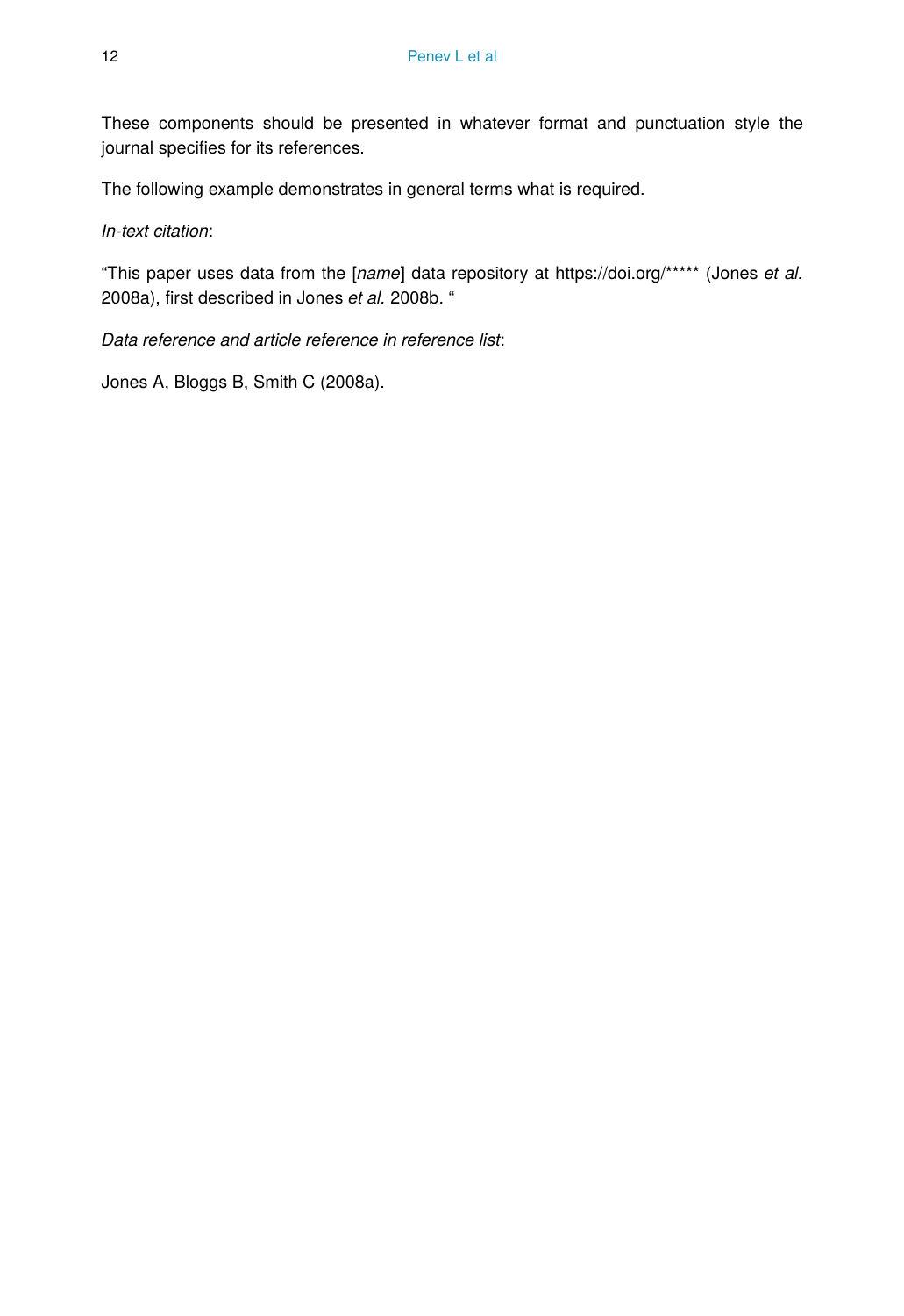These components should be presented in whatever format and punctuation style the journal specifies for its references.

The following example demonstrates in general terms what is required.

*In-text citation*:

“This paper uses data from the [*name*] data repository at https://doi.org/***** (Jones *et al.* 2008a), first described in Jones *et al.* 2008b. “

*Data reference and article reference in reference list*:

Jones A, Bloggs B, Smith C (2008a).